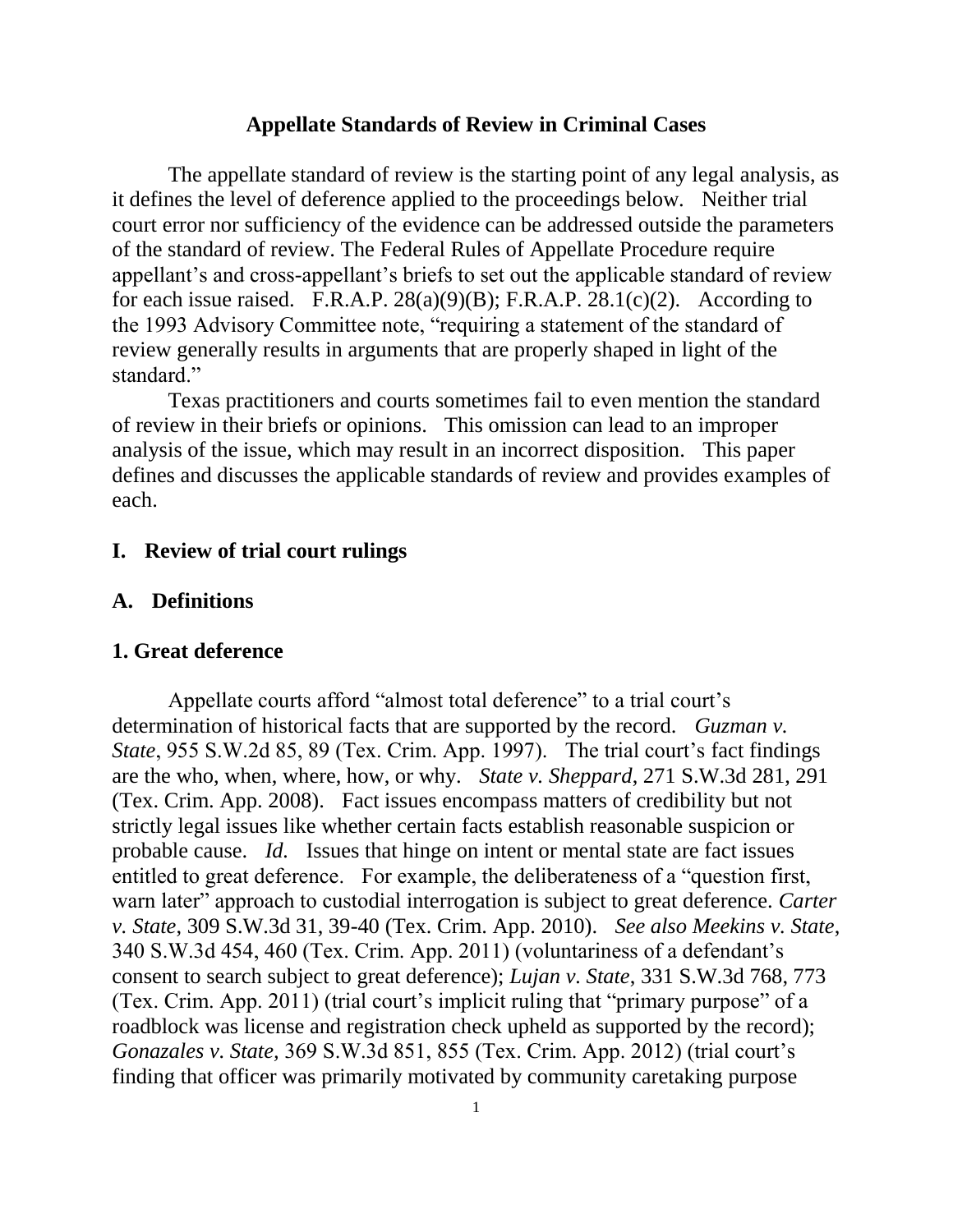# Appellate Standards of Review in Criminal Cases

The appellate standard of review is the starting point of any legal analysis, as it defines the level of deference applied to the proceedings below. Neither trial court error nor sufficiency of the evidence can be addressed outside the parameters of the standard of review. The Federal Rules of Appellate Procedure require appellant's and cross-appellant's briefs to set out the applicable standard of review for each issue raised. F.R.A.P. 28(a)(9)(B); F.R.A.P. 28.1(c)(2). According to the 1993 Advisory Committee note, "requiring a statement of the standard of review generally results in arguments that are properly shaped in light of the standard."

Texas practitioners and courts sometimes fail to even mention the standard of review in their briefs or opinions. This omission can lead to an improper analysis of the issue, which may result in an incorrect disposition. This paper defines and discusses the applicable standards of review and provides examples of each.

## I. Review of trial court rulings

### A. Definitions

#### 1. Great deference

Appellate courts afford "almost total deference" to a trial court's determination of historical facts that are supported by the record. *Guzman v. State*, 955 S.W.2d 85, 89 (Tex. Crim. App. 1997). The trial court's fact findings are the who, when, where, how, or why. *State v. Sheppard*, 271 S.W.3d 281, 291 (Tex. Crim. App. 2008). Fact issues encompass matters of credibility but not strictly legal issues like whether certain facts establish reasonable suspicion or probable cause. *Id.* Issues that hinge on intent or mental state are fact issues entitled to great deference. For example, the deliberateness of a "question first, warn later" approach to custodial interrogation is subject to great deference. *Carter v. State*, 309 S.W.3d 31, 39-40 (Tex. Crim. App. 2010). *See also Meekins v. State*, 340 S.W.3d 454, 460 (Tex. Crim. App. 2011) (voluntariness of a defendant's consent to search subject to great deference); *Lujan v. State*, 331 S.W.3d 768, 773 (Tex. Crim. App. 2011) (trial court's implicit ruling that "primary purpose" of a roadblock was license and registration check upheld as supported by the record); *Gonazales v. State*, 369 S.W.3d 851, 855 (Tex. Crim. App. 2012) (trial court's finding that officer was primarily motivated by community caretaking purpose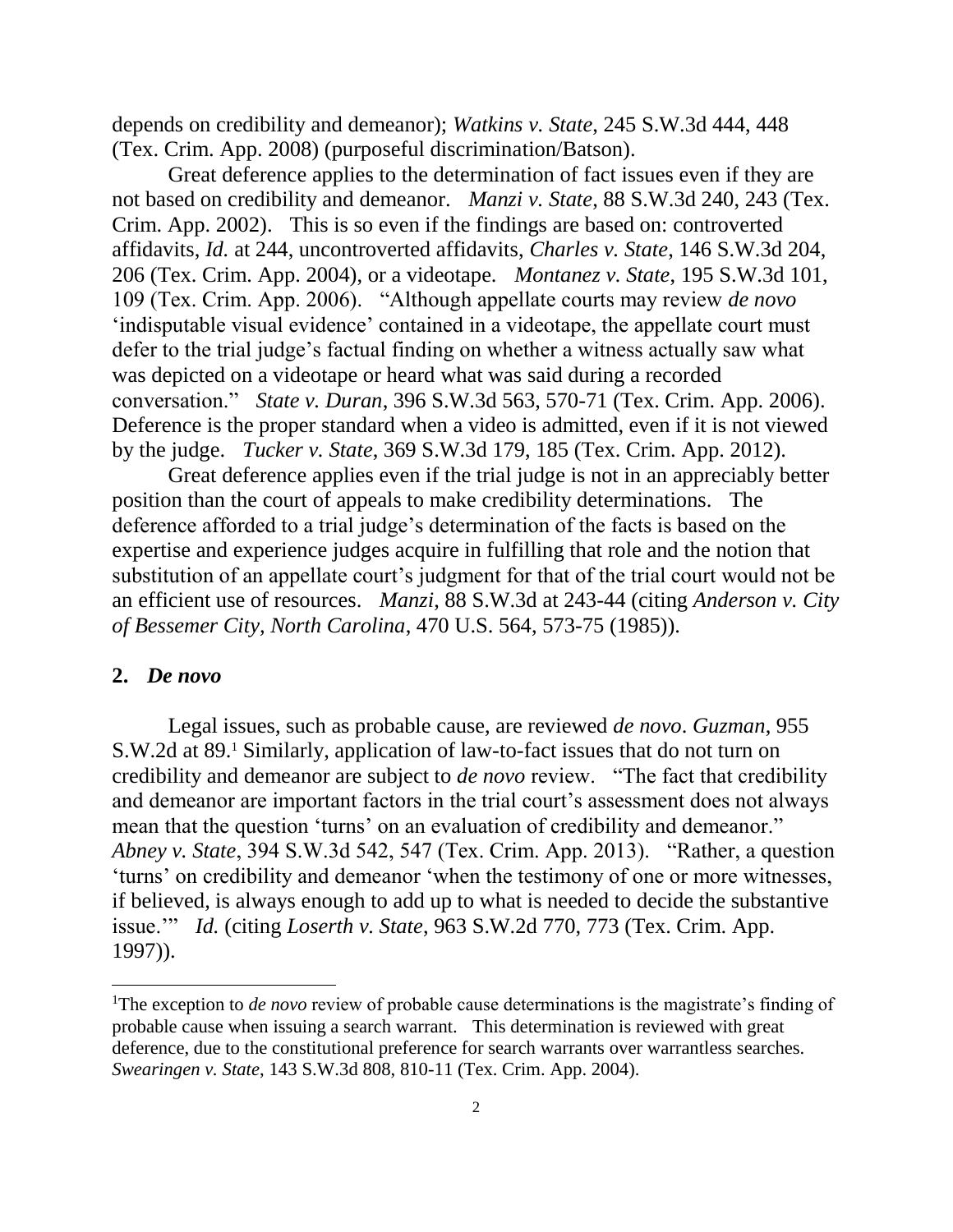depends on credibility and demeanor); *Watkins v. State*, 245 S.W.3d 444, 448 (Tex. Crim. App. 2008) (purposeful discrimination/Batson).

Great deference applies to the determination of fact issues even if they are not based on credibility and demeanor. *Manzi v. State*, 88 S.W.3d 240, 243 (Tex. Crim. App. 2002). This is so even if the findings are based on: controverted affidavits, *Id.* at 244, uncontroverted affidavits, *Charles v. State*, 146 S.W.3d 204, 206 (Tex. Crim. App. 2004), or a videotape. *Montanez v. State*, 195 S.W.3d 101, 109 (Tex. Crim. App. 2006). "Although appellate courts may review *de novo* 'indisputable visual evidence' contained in a videotape, the appellate court must defer to the trial judge's factual finding on whether a witness actually saw what was depicted on a videotape or heard what was said during a recorded conversation." *State v. Duran*, 396 S.W.3d 563, 570-71 (Tex. Crim. App. 2006). Deference is the proper standard when a video is admitted, even if it is not viewed by the judge. *Tucker v. State*, 369 S.W.3d 179, 185 (Tex. Crim. App. 2012).

Great deference applies even if the trial judge is not in an appreciably better position than the court of appeals to make credibility determinations. The deference afforded to a trial judge's determination of the facts is based on the expertise and experience judges acquire in fulfilling that role and the notion that substitution of an appellate court's judgment for that of the trial court would not be an efficient use of resources. *Manzi*, 88 S.W.3d at 243-44 (citing *Anderson v. City of Bessemer City, North Carolina*, 470 U.S. 564, 573-75 (1985)).

## 2. *De novo*

Legal issues, such as probable cause, are reviewed *de novo*. *Guzman*, 955 S.W.2d at 89.[1] Similarly, application of law-to-fact issues that do not turn on credibility and demeanor are subject to *de novo* review. "The fact that credibility and demeanor are important factors in the trial court's assessment does not always mean that the question 'turns' on an evaluation of credibility and demeanor." *Abney v. State*, 394 S.W.3d 542, 547 (Tex. Crim. App. 2013). "Rather, a question 'turns' on credibility and demeanor 'when the testimony of one or more witnesses, if believed, is always enough to add up to what is needed to decide the substantive issue.'" *Id.* (citing *Loserth v. State*, 963 S.W.2d 770, 773 (Tex. Crim. App. 1997)).

---

[1]The exception to *de novo* review of probable cause determinations is the magistrate's finding of probable cause when issuing a search warrant. This determination is reviewed with great deference, due to the constitutional preference for search warrants over warrantless searches. *Swearingen v. State*, 143 S.W.3d 808, 810-11 (Tex. Crim. App. 2004).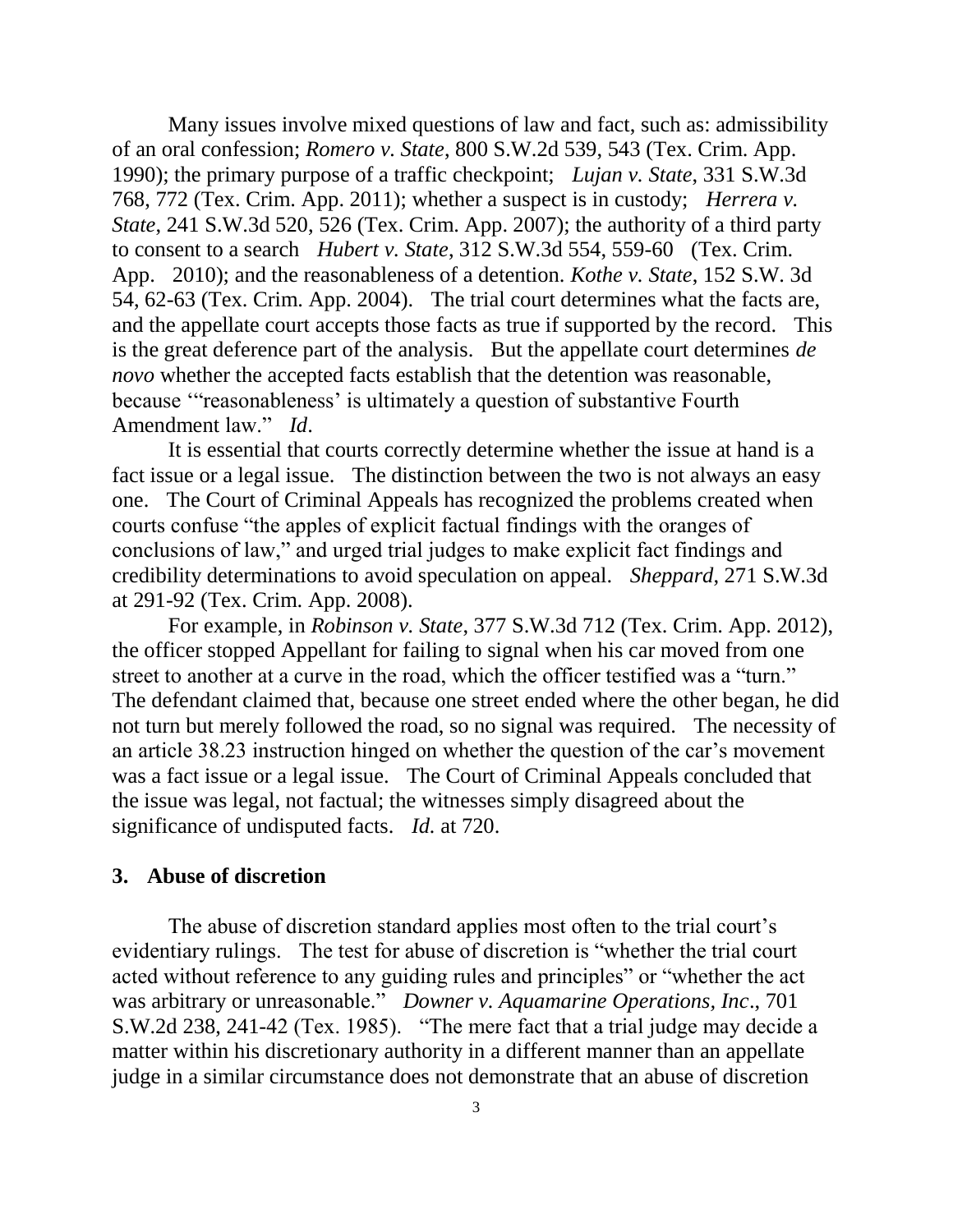Many issues involve mixed questions of law and fact, such as: admissibility of an oral confession; *Romero v. State*, 800 S.W.2d 539, 543 (Tex. Crim. App. 1990); the primary purpose of a traffic checkpoint; *Lujan v. State*, 331 S.W.3d 768, 772 (Tex. Crim. App. 2011); whether a suspect is in custody; *Herrera v. State*, 241 S.W.3d 520, 526 (Tex. Crim. App. 2007); the authority of a third party to consent to a search *Hubert v. State*, 312 S.W.3d 554, 559-60 (Tex. Crim. App. 2010); and the reasonableness of a detention. *Kothe v. State*, 152 S.W. 3d 54, 62-63 (Tex. Crim. App. 2004). The trial court determines what the facts are, and the appellate court accepts those facts as true if supported by the record. This is the great deference part of the analysis. But the appellate court determines *de novo* whether the accepted facts establish that the detention was reasonable, because '"reasonableness' is ultimately a question of substantive Fourth Amendment law." *Id*.

It is essential that courts correctly determine whether the issue at hand is a fact issue or a legal issue. The distinction between the two is not always an easy one. The Court of Criminal Appeals has recognized the problems created when courts confuse "the apples of explicit factual findings with the oranges of conclusions of law," and urged trial judges to make explicit fact findings and credibility determinations to avoid speculation on appeal. *Sheppard*, 271 S.W.3d at 291-92 (Tex. Crim. App. 2008).

For example, in *Robinson v. State*, 377 S.W.3d 712 (Tex. Crim. App. 2012), the officer stopped Appellant for failing to signal when his car moved from one street to another at a curve in the road, which the officer testified was a "turn." The defendant claimed that, because one street ended where the other began, he did not turn but merely followed the road, so no signal was required. The necessity of an article 38.23 instruction hinged on whether the question of the car's movement was a fact issue or a legal issue. The Court of Criminal Appeals concluded that the issue was legal, not factual; the witnesses simply disagreed about the significance of undisputed facts. *Id.* at 720.

### 3. Abuse of discretion

The abuse of discretion standard applies most often to the trial court's evidentiary rulings. The test for abuse of discretion is "whether the trial court acted without reference to any guiding rules and principles" or "whether the act was arbitrary or unreasonable." *Downer v. Aquamarine Operations, Inc*., 701 S.W.2d 238, 241-42 (Tex. 1985). "The mere fact that a trial judge may decide a matter within his discretionary authority in a different manner than an appellate judge in a similar circumstance does not demonstrate that an abuse of discretion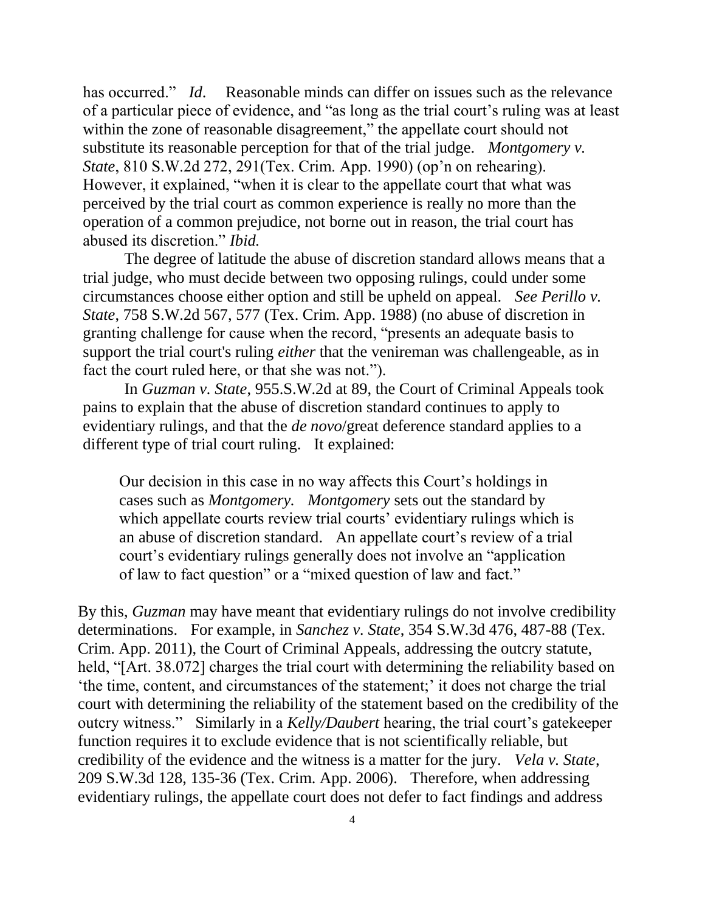has occurred." *Id*. Reasonable minds can differ on issues such as the relevance of a particular piece of evidence, and "as long as the trial court's ruling was at least within the zone of reasonable disagreement," the appellate court should not substitute its reasonable perception for that of the trial judge. *Montgomery v. State*, 810 S.W.2d 272, 291(Tex. Crim. App. 1990) (op'n on rehearing). However, it explained, "when it is clear to the appellate court that what was perceived by the trial court as common experience is really no more than the operation of a common prejudice, not borne out in reason, the trial court has abused its discretion." *Ibid.*

The degree of latitude the abuse of discretion standard allows means that a trial judge, who must decide between two opposing rulings, could under some circumstances choose either option and still be upheld on appeal. *See Perillo v. State*, 758 S.W.2d 567, 577 (Tex. Crim. App. 1988) (no abuse of discretion in granting challenge for cause when the record, "presents an adequate basis to support the trial court's ruling *either* that the venireman was challengeable, as in fact the court ruled here, or that she was not.").

In *Guzman v. State*, 955.S.W.2d at 89, the Court of Criminal Appeals took pains to explain that the abuse of discretion standard continues to apply to evidentiary rulings, and that the *de novo*/great deference standard applies to a different type of trial court ruling. It explained:

> Our decision in this case in no way affects this Court's holdings in cases such as *Montgomery*. *Montgomery* sets out the standard by which appellate courts review trial courts' evidentiary rulings which is an abuse of discretion standard. An appellate court's review of a trial court's evidentiary rulings generally does not involve an "application of law to fact question" or a "mixed question of law and fact."

By this, *Guzman* may have meant that evidentiary rulings do not involve credibility determinations. For example, in *Sanchez v. State*, 354 S.W.3d 476, 487-88 (Tex. Crim. App. 2011), the Court of Criminal Appeals, addressing the outcry statute, held, "[Art. 38.072] charges the trial court with determining the reliability based on 'the time, content, and circumstances of the statement;' it does not charge the trial court with determining the reliability of the statement based on the credibility of the outcry witness." Similarly in a *Kelly/Daubert* hearing, the trial court's gatekeeper function requires it to exclude evidence that is not scientifically reliable, but credibility of the evidence and the witness is a matter for the jury. *Vela v. State*, 209 S.W.3d 128, 135-36 (Tex. Crim. App. 2006). Therefore, when addressing evidentiary rulings, the appellate court does not defer to fact findings and address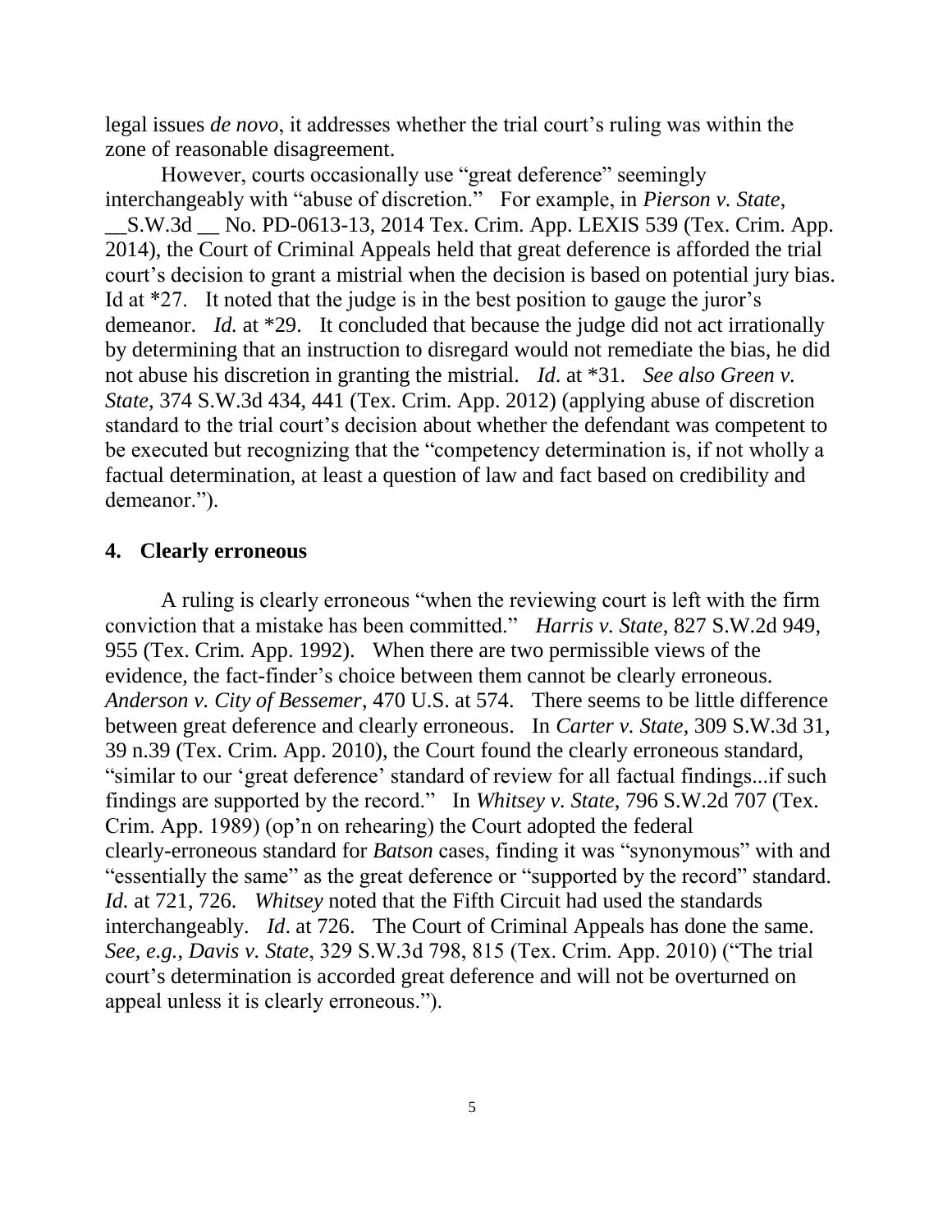legal issues *de novo*, it addresses whether the trial court's ruling was within the zone of reasonable disagreement.

However, courts occasionally use "great deference" seemingly interchangeably with "abuse of discretion." For example, in *Pierson v. State*, __S.W.3d __ No. PD-0613-13, 2014 Tex. Crim. App. LEXIS 539 (Tex. Crim. App. 2014), the Court of Criminal Appeals held that great deference is afforded the trial court's decision to grant a mistrial when the decision is based on potential jury bias. Id at *27. It noted that the judge is in the best position to gauge the juror's demeanor. *Id.* at *29. It concluded that because the judge did not act irrationally by determining that an instruction to disregard would not remediate the bias, he did not abuse his discretion in granting the mistrial. *Id*. at *31. *See also Green v. State*, 374 S.W.3d 434, 441 (Tex. Crim. App. 2012) (applying abuse of discretion standard to the trial court's decision about whether the defendant was competent to be executed but recognizing that the "competency determination is, if not wholly a factual determination, at least a question of law and fact based on credibility and demeanor.").

## 4. Clearly erroneous

A ruling is clearly erroneous "when the reviewing court is left with the firm conviction that a mistake has been committed." *Harris v. State*, 827 S.W.2d 949, 955 (Tex. Crim. App. 1992). When there are two permissible views of the evidence, the fact-finder's choice between them cannot be clearly erroneous. *Anderson v. City of Bessemer*, 470 U.S. at 574. There seems to be little difference between great deference and clearly erroneous. In *Carter v. State*, 309 S.W.3d 31, 39 n.39 (Tex. Crim. App. 2010), the Court found the clearly erroneous standard, "similar to our 'great deference' standard of review for all factual findings...if such findings are supported by the record." In *Whitsey v. State*, 796 S.W.2d 707 (Tex. Crim. App. 1989) (op'n on rehearing) the Court adopted the federal clearly-erroneous standard for *Batson* cases, finding it was "synonymous" with and "essentially the same" as the great deference or "supported by the record" standard. *Id.* at 721, 726. *Whitsey* noted that the Fifth Circuit had used the standards interchangeably. *Id*. at 726. The Court of Criminal Appeals has done the same. *See, e.g., Davis v. State*, 329 S.W.3d 798, 815 (Tex. Crim. App. 2010) ("The trial court's determination is accorded great deference and will not be overturned on appeal unless it is clearly erroneous.").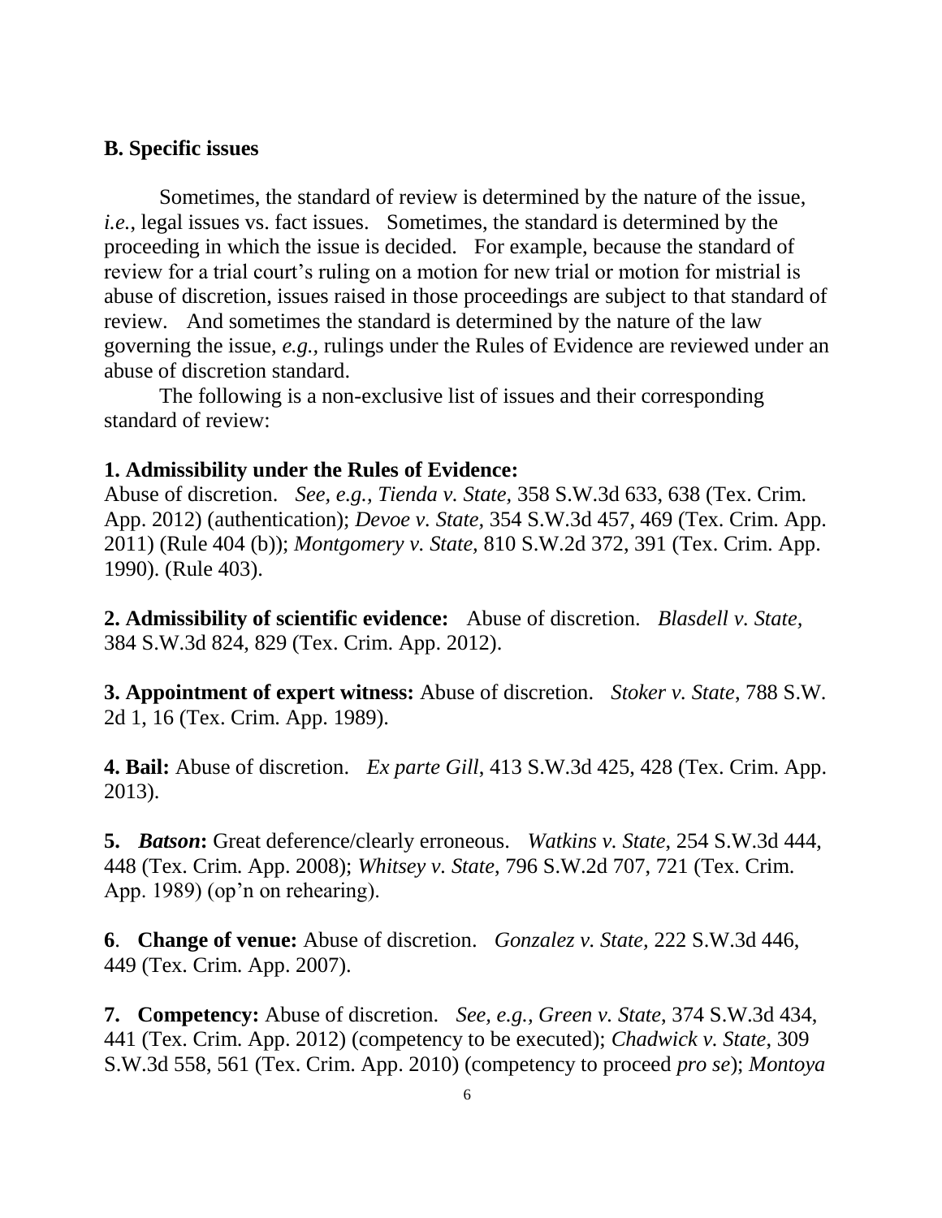### B. Specific issues

Sometimes, the standard of review is determined by the nature of the issue, *i.e.*, legal issues vs. fact issues. Sometimes, the standard is determined by the proceeding in which the issue is decided. For example, because the standard of review for a trial court's ruling on a motion for new trial or motion for mistrial is abuse of discretion, issues raised in those proceedings are subject to that standard of review. And sometimes the standard is determined by the nature of the law governing the issue, *e.g.*, rulings under the Rules of Evidence are reviewed under an abuse of discretion standard.

The following is a non-exclusive list of issues and their corresponding standard of review:

**1. Admissibility under the Rules of Evidence:** Abuse of discretion. *See, e.g., Tienda v. State,* 358 S.W.3d 633, 638 (Tex. Crim. App. 2012) (authentication); *Devoe v. State,* 354 S.W.3d 457, 469 (Tex. Crim. App. 2011) (Rule 404 (b)); *Montgomery v. State,* 810 S.W.2d 372, 391 (Tex. Crim. App. 1990). (Rule 403).

**2. Admissibility of scientific evidence:** Abuse of discretion. *Blasdell v. State,* 384 S.W.3d 824, 829 (Tex. Crim. App. 2012).

**3. Appointment of expert witness:** Abuse of discretion. *Stoker v. State*, 788 S.W. 2d 1, 16 (Tex. Crim. App. 1989).

**4. Bail:** Abuse of discretion. *Ex parte Gill*, 413 S.W.3d 425, 428 (Tex. Crim. App. 2013).

**5. *Batson*:** Great deference/clearly erroneous. *Watkins v. State*, 254 S.W.3d 444, 448 (Tex. Crim. App. 2008); *Whitsey v. State*, 796 S.W.2d 707, 721 (Tex. Crim. App. 1989) (op'n on rehearing).

**6. Change of venue:** Abuse of discretion. *Gonzalez v. State,* 222 S.W.3d 446, 449 (Tex. Crim. App. 2007).

**7. Competency:** Abuse of discretion. *See, e.g., Green v. State*, 374 S.W.3d 434, 441 (Tex. Crim. App. 2012) (competency to be executed); *Chadwick v. State*, 309 S.W.3d 558, 561 (Tex. Crim. App. 2010) (competency to proceed *pro se*); *Montoya*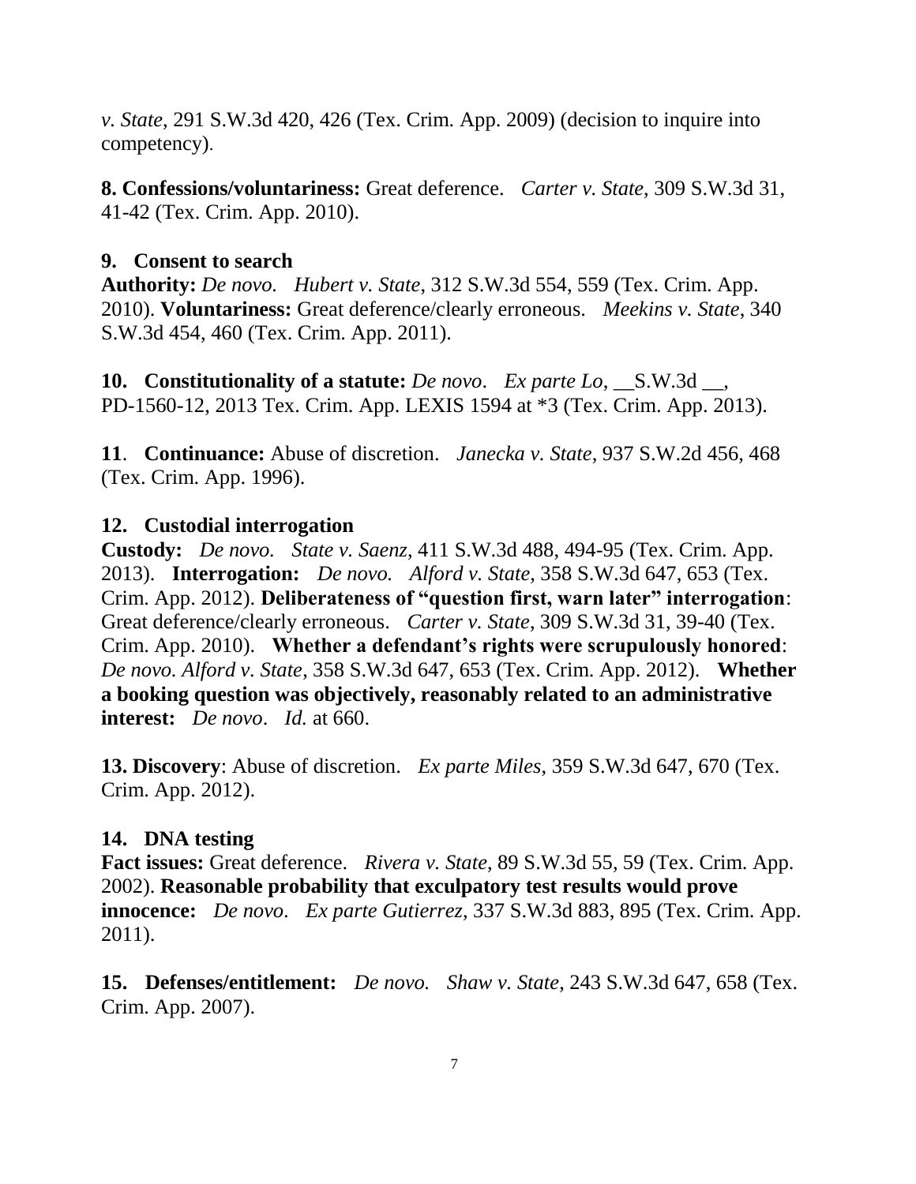*v. State*, 291 S.W.3d 420, 426 (Tex. Crim. App. 2009) (decision to inquire into competency).

**8. Confessions/voluntariness:** Great deference. *Carter v. State*, 309 S.W.3d 31, 41-42 (Tex. Crim. App. 2010).

**9. Consent to search**
**Authority:** *De novo.* *Hubert v. State*, 312 S.W.3d 554, 559 (Tex. Crim. App. 2010). **Voluntariness:** Great deference/clearly erroneous. *Meekins v. State*, 340 S.W.3d 454, 460 (Tex. Crim. App. 2011).

**10. Constitutionality of a statute:** *De novo*. *Ex parte Lo*, __S.W.3d __, PD-1560-12, 2013 Tex. Crim. App. LEXIS 1594 at *3 (Tex. Crim. App. 2013).

**11**. **Continuance:** Abuse of discretion. *Janecka v. State*, 937 S.W.2d 456, 468 (Tex. Crim. App. 1996).

**12. Custodial interrogation**
**Custody:** *De novo.* *State v. Saenz*, 411 S.W.3d 488, 494-95 (Tex. Crim. App. 2013). **Interrogation:** *De novo.* *Alford v. State*, 358 S.W.3d 647, 653 (Tex. Crim. App. 2012). **Deliberateness of "question first, warn later" interrogation**: Great deference/clearly erroneous. *Carter v. State*, 309 S.W.3d 31, 39-40 (Tex. Crim. App. 2010). **Whether a defendant's rights were scrupulously honored**: *De novo. Alford v. State*, 358 S.W.3d 647, 653 (Tex. Crim. App. 2012). **Whether a booking question was objectively, reasonably related to an administrative interest:** *De novo*. *Id.* at 660.

**13. Discovery**: Abuse of discretion. *Ex parte Miles*, 359 S.W.3d 647, 670 (Tex. Crim. App. 2012).

**14. DNA testing**
**Fact issues:** Great deference. *Rivera v. State*, 89 S.W.3d 55, 59 (Tex. Crim. App. 2002). **Reasonable probability that exculpatory test results would prove innocence:** *De novo*. *Ex parte Gutierrez*, 337 S.W.3d 883, 895 (Tex. Crim. App. 2011).

**15. Defenses/entitlement:** *De novo.* *Shaw v. State*, 243 S.W.3d 647, 658 (Tex. Crim. App. 2007).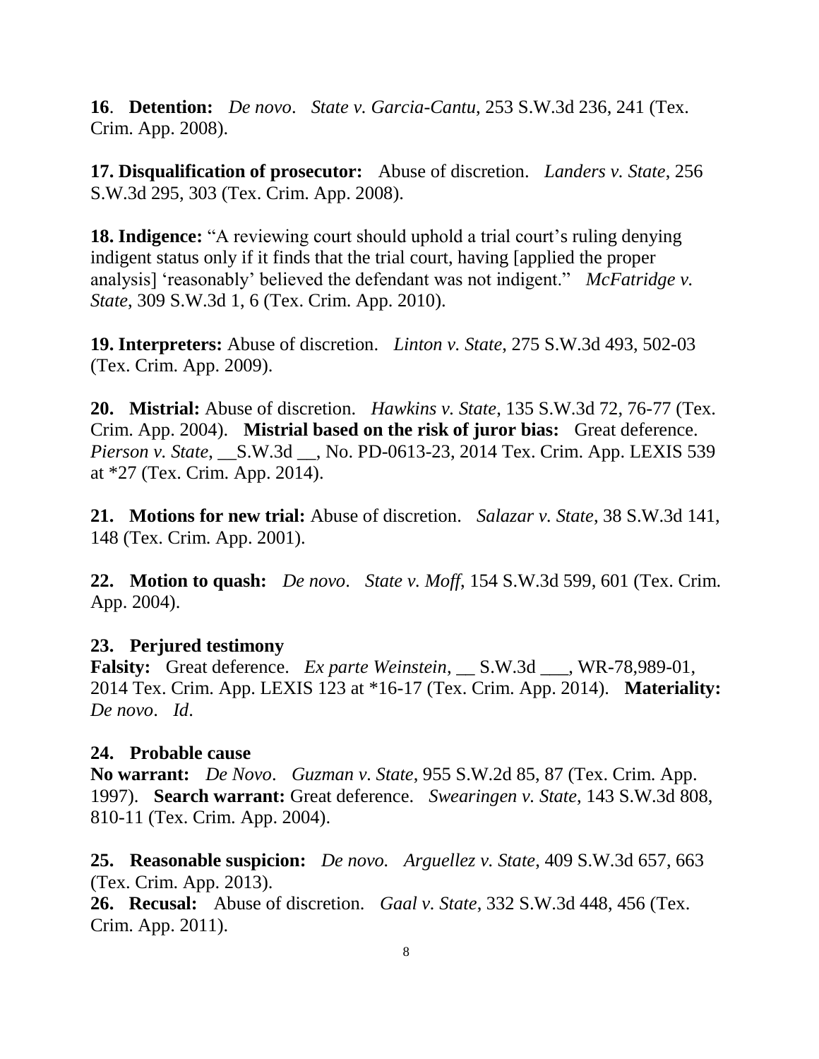**16**. **Detention:** *De novo*. *State v. Garcia-Cantu*, 253 S.W.3d 236, 241 (Tex. Crim. App. 2008).

**17. Disqualification of prosecutor:** Abuse of discretion. *Landers v. State*, 256 S.W.3d 295, 303 (Tex. Crim. App. 2008).

**18. Indigence:** "A reviewing court should uphold a trial court's ruling denying indigent status only if it finds that the trial court, having [applied the proper analysis] 'reasonably' believed the defendant was not indigent." *McFatridge v. State*, 309 S.W.3d 1, 6 (Tex. Crim. App. 2010).

**19. Interpreters:** Abuse of discretion. *Linton v. State*, 275 S.W.3d 493, 502-03 (Tex. Crim. App. 2009).

**20. Mistrial:** Abuse of discretion. *Hawkins v. State*, 135 S.W.3d 72, 76-77 (Tex. Crim. App. 2004). **Mistrial based on the risk of juror bias:** Great deference. *Pierson v. State*, __S.W.3d __, No. PD-0613-23, 2014 Tex. Crim. App. LEXIS 539 at *27 (Tex. Crim. App. 2014).

**21. Motions for new trial:** Abuse of discretion. *Salazar v. State*, 38 S.W.3d 141, 148 (Tex. Crim. App. 2001).

**22. Motion to quash:** *De novo*. *State v. Moff*, 154 S.W.3d 599, 601 (Tex. Crim. App. 2004).

**23. Perjured testimony**

**Falsity:** Great deference. *Ex parte Weinstein*, __ S.W.3d ___, WR-78,989-01, 2014 Tex. Crim. App. LEXIS 123 at *16-17 (Tex. Crim. App. 2014). **Materiality:** *De novo*. *Id*.

**24. Probable cause**

**No warrant:** *De Novo*. *Guzman v. State*, 955 S.W.2d 85, 87 (Tex. Crim. App. 1997). **Search warrant:** Great deference. *Swearingen v. State*, 143 S.W.3d 808, 810-11 (Tex. Crim. App. 2004).

**25. Reasonable suspicion:** *De novo.* *Arguellez v. State*, 409 S.W.3d 657, 663 (Tex. Crim. App. 2013).

**26. Recusal:** Abuse of discretion. *Gaal v. State*, 332 S.W.3d 448, 456 (Tex. Crim. App. 2011).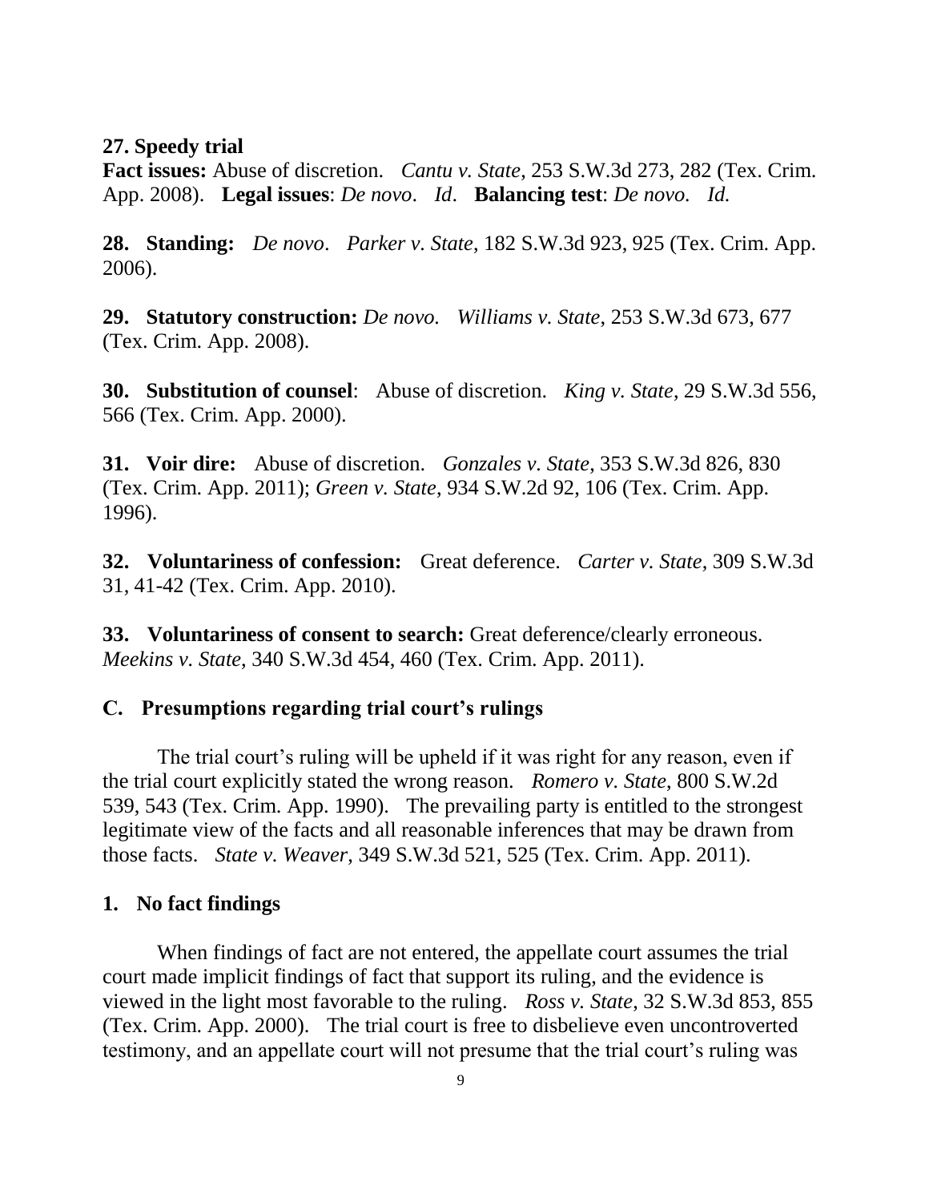**27. Speedy trial**

**Fact issues:** Abuse of discretion. *Cantu v. State*, 253 S.W.3d 273, 282 (Tex. Crim. App. 2008). **Legal issues**: *De novo*. *Id*. **Balancing test**: *De novo. Id.*

**28. Standing:** *De novo*. *Parker v. State*, 182 S.W.3d 923, 925 (Tex. Crim. App. 2006).

**29. Statutory construction:** *De novo. Williams v. State*, 253 S.W.3d 673, 677 (Tex. Crim. App. 2008).

**30. Substitution of counsel**: Abuse of discretion. *King v. State*, 29 S.W.3d 556, 566 (Tex. Crim. App. 2000).

**31. Voir dire:** Abuse of discretion. *Gonzales v. State*, 353 S.W.3d 826, 830 (Tex. Crim. App. 2011); *Green v. State*, 934 S.W.2d 92, 106 (Tex. Crim. App. 1996).

**32. Voluntariness of confession:** Great deference. *Carter v. State*, 309 S.W.3d 31, 41-42 (Tex. Crim. App. 2010).

**33. Voluntariness of consent to search:** Great deference/clearly erroneous. *Meekins v. State,* 340 S.W.3d 454, 460 (Tex. Crim. App. 2011).

## C. Presumptions regarding trial court's rulings

The trial court's ruling will be upheld if it was right for any reason, even if the trial court explicitly stated the wrong reason. *Romero v. State*, 800 S.W.2d 539, 543 (Tex. Crim. App. 1990). The prevailing party is entitled to the strongest legitimate view of the facts and all reasonable inferences that may be drawn from those facts. *State v. Weaver*, 349 S.W.3d 521, 525 (Tex. Crim. App. 2011).

### 1. No fact findings

When findings of fact are not entered, the appellate court assumes the trial court made implicit findings of fact that support its ruling, and the evidence is viewed in the light most favorable to the ruling. *Ross v. State*, 32 S.W.3d 853, 855 (Tex. Crim. App. 2000). The trial court is free to disbelieve even uncontroverted testimony, and an appellate court will not presume that the trial court's ruling was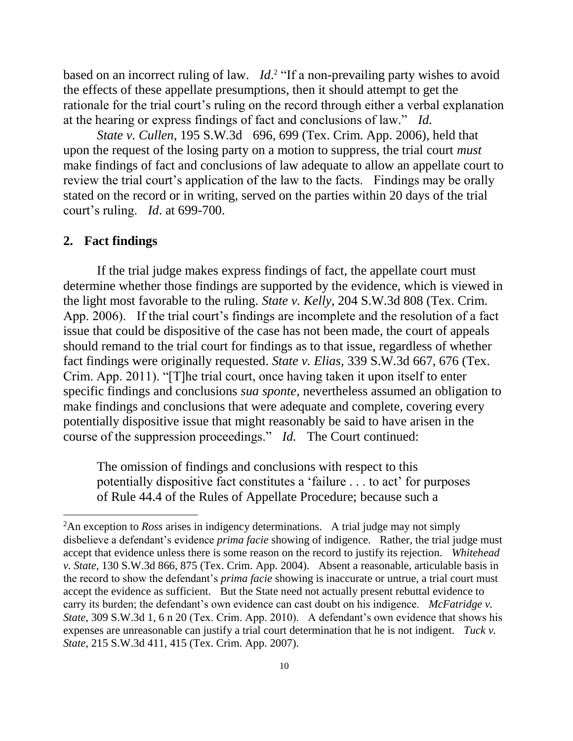based on an incorrect ruling of law. *Id*.[2] "If a non-prevailing party wishes to avoid the effects of these appellate presumptions, then it should attempt to get the rationale for the trial court's ruling on the record through either a verbal explanation at the hearing or express findings of fact and conclusions of law." *Id.*

*State v. Cullen*, 195 S.W.3d 696, 699 (Tex. Crim. App. 2006), held that upon the request of the losing party on a motion to suppress, the trial court *must* make findings of fact and conclusions of law adequate to allow an appellate court to review the trial court's application of the law to the facts. Findings may be orally stated on the record or in writing, served on the parties within 20 days of the trial court's ruling. *Id*. at 699-700.

## 2. Fact findings

If the trial judge makes express findings of fact, the appellate court must determine whether those findings are supported by the evidence, which is viewed in the light most favorable to the ruling. *State v. Kelly*, 204 S.W.3d 808 (Tex. Crim. App. 2006). If the trial court's findings are incomplete and the resolution of a fact issue that could be dispositive of the case has not been made, the court of appeals should remand to the trial court for findings as to that issue, regardless of whether fact findings were originally requested. *State v. Elias*, 339 S.W.3d 667, 676 (Tex. Crim. App. 2011). "[T]he trial court, once having taken it upon itself to enter specific findings and conclusions *sua sponte*, nevertheless assumed an obligation to make findings and conclusions that were adequate and complete, covering every potentially dispositive issue that might reasonably be said to have arisen in the course of the suppression proceedings." *Id.* The Court continued:

> The omission of findings and conclusions with respect to this potentially dispositive fact constitutes a 'failure . . . to act' for purposes of Rule 44.4 of the Rules of Appellate Procedure; because such a

---

[2] An exception to *Ross* arises in indigency determinations. A trial judge may not simply disbelieve a defendant's evidence *prima facie* showing of indigence. Rather, the trial judge must accept that evidence unless there is some reason on the record to justify its rejection. *Whitehead v. State*, 130 S.W.3d 866, 875 (Tex. Crim. App. 2004). Absent a reasonable, articulable basis in the record to show the defendant's *prima facie* showing is inaccurate or untrue, a trial court must accept the evidence as sufficient. But the State need not actually present rebuttal evidence to carry its burden; the defendant's own evidence can cast doubt on his indigence. *McFatridge v. State*, 309 S.W.3d 1, 6 n 20 (Tex. Crim. App. 2010). A defendant's own evidence that shows his expenses are unreasonable can justify a trial court determination that he is not indigent. *Tuck v. State*, 215 S.W.3d 411, 415 (Tex. Crim. App. 2007).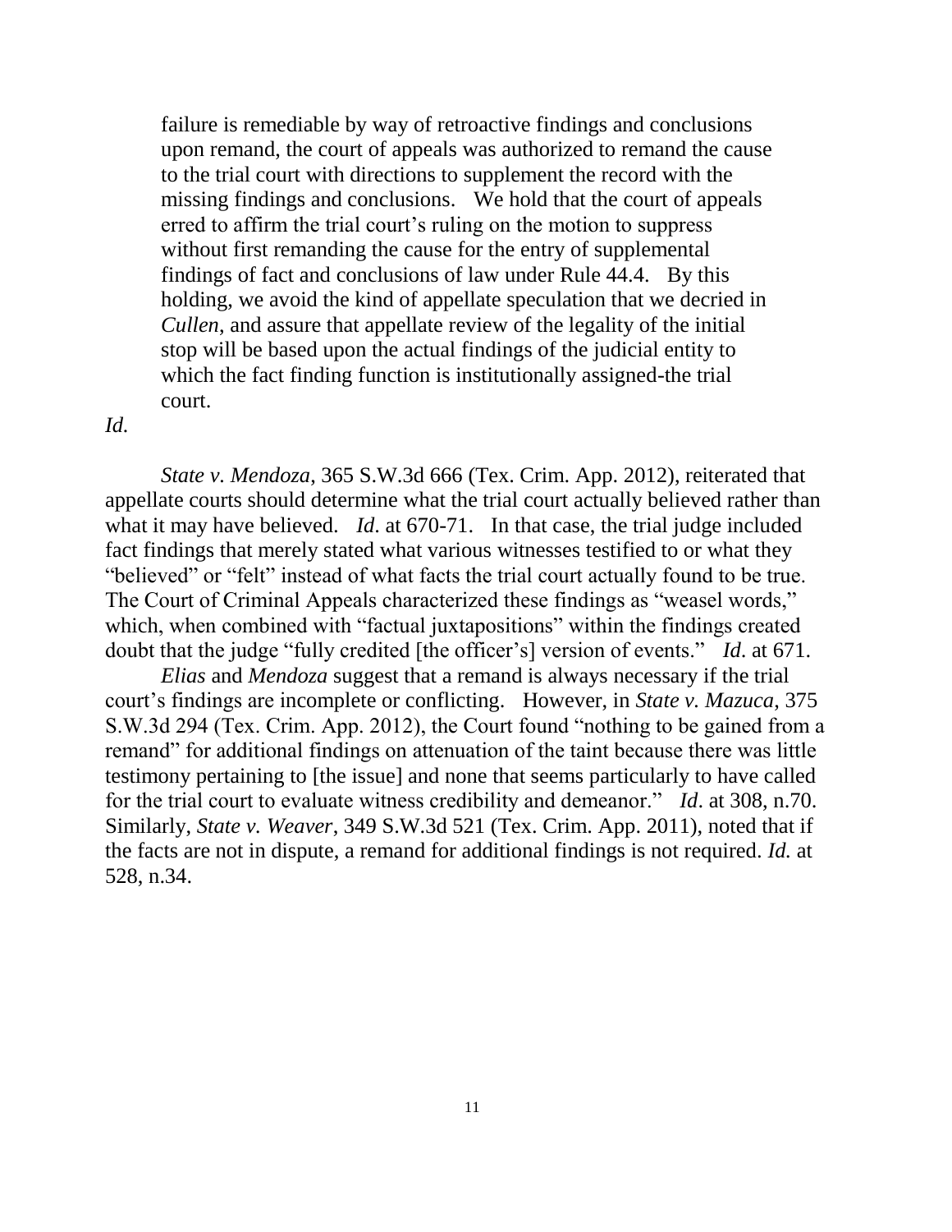> failure is remediable by way of retroactive findings and conclusions upon remand, the court of appeals was authorized to remand the cause to the trial court with directions to supplement the record with the missing findings and conclusions. We hold that the court of appeals erred to affirm the trial court's ruling on the motion to suppress without first remanding the cause for the entry of supplemental findings of fact and conclusions of law under Rule 44.4. By this holding, we avoid the kind of appellate speculation that we decried in *Cullen*, and assure that appellate review of the legality of the initial stop will be based upon the actual findings of the judicial entity to which the fact finding function is institutionally assigned-the trial court.

*Id.*

*State v. Mendoza*, 365 S.W.3d 666 (Tex. Crim. App. 2012), reiterated that appellate courts should determine what the trial court actually believed rather than what it may have believed. *Id*. at 670-71. In that case, the trial judge included fact findings that merely stated what various witnesses testified to or what they "believed" or "felt" instead of what facts the trial court actually found to be true. The Court of Criminal Appeals characterized these findings as "weasel words," which, when combined with "factual juxtapositions" within the findings created doubt that the judge "fully credited [the officer's] version of events." *Id*. at 671.

*Elias* and *Mendoza* suggest that a remand is always necessary if the trial court's findings are incomplete or conflicting. However, in *State v. Mazuca*, 375 S.W.3d 294 (Tex. Crim. App. 2012), the Court found "nothing to be gained from a remand" for additional findings on attenuation of the taint because there was little testimony pertaining to [the issue] and none that seems particularly to have called for the trial court to evaluate witness credibility and demeanor." *Id*. at 308, n.70. Similarly, *State v. Weaver*, 349 S.W.3d 521 (Tex. Crim. App. 2011), noted that if the facts are not in dispute, a remand for additional findings is not required. *Id.* at 528, n.34.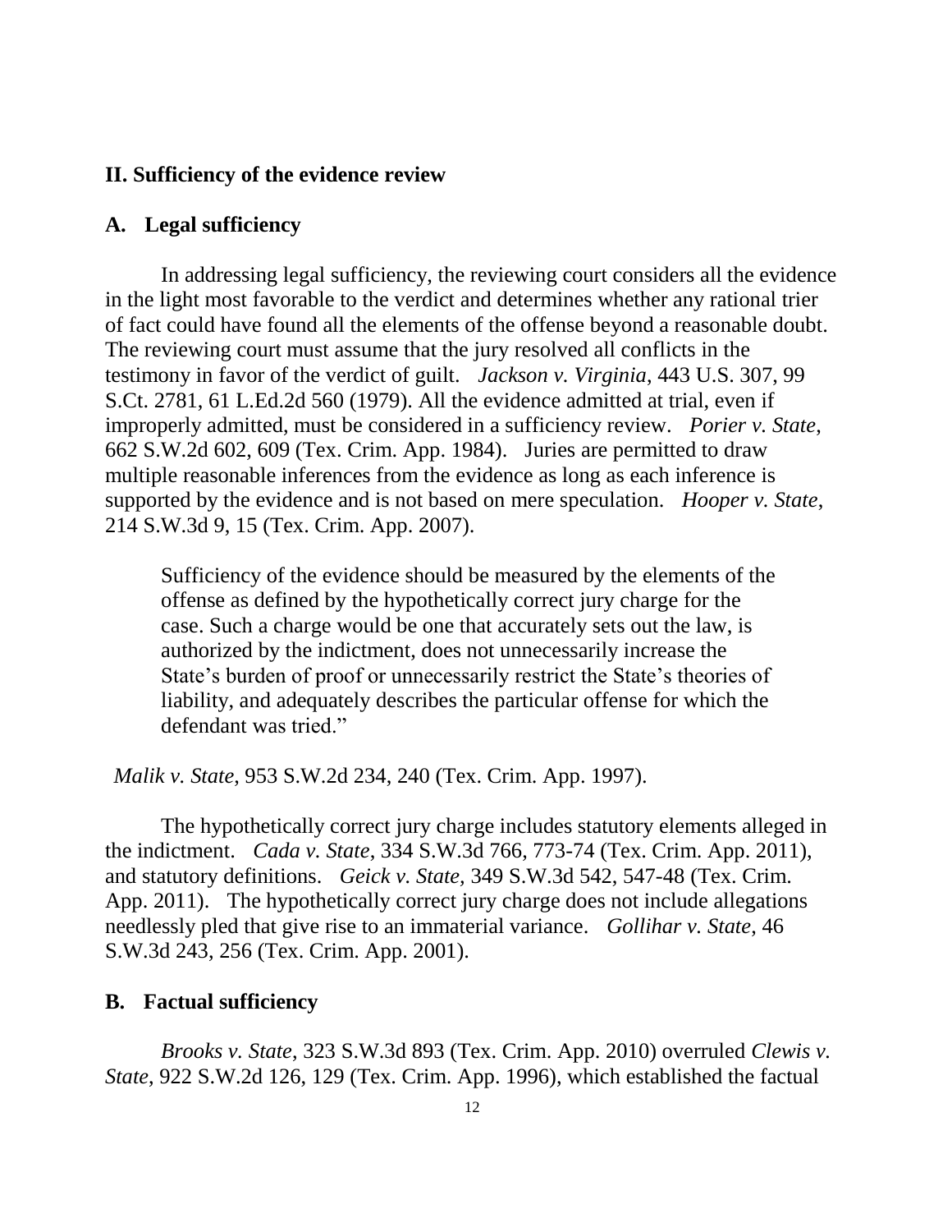## II. Sufficiency of the evidence review

### A. Legal sufficiency

In addressing legal sufficiency, the reviewing court considers all the evidence in the light most favorable to the verdict and determines whether any rational trier of fact could have found all the elements of the offense beyond a reasonable doubt. The reviewing court must assume that the jury resolved all conflicts in the testimony in favor of the verdict of guilt. *Jackson v. Virginia*, 443 U.S. 307, 99 S.Ct. 2781, 61 L.Ed.2d 560 (1979). All the evidence admitted at trial, even if improperly admitted, must be considered in a sufficiency review. *Porier v. State*, 662 S.W.2d 602, 609 (Tex. Crim. App. 1984). Juries are permitted to draw multiple reasonable inferences from the evidence as long as each inference is supported by the evidence and is not based on mere speculation. *Hooper v. State*, 214 S.W.3d 9, 15 (Tex. Crim. App. 2007).

> Sufficiency of the evidence should be measured by the elements of the offense as defined by the hypothetically correct jury charge for the case. Such a charge would be one that accurately sets out the law, is authorized by the indictment, does not unnecessarily increase the State's burden of proof or unnecessarily restrict the State's theories of liability, and adequately describes the particular offense for which the defendant was tried."

*Malik v. State*, 953 S.W.2d 234, 240 (Tex. Crim. App. 1997).

The hypothetically correct jury charge includes statutory elements alleged in the indictment. *Cada v. State*, 334 S.W.3d 766, 773-74 (Tex. Crim. App. 2011), and statutory definitions. *Geick v. State*, 349 S.W.3d 542, 547-48 (Tex. Crim. App. 2011). The hypothetically correct jury charge does not include allegations needlessly pled that give rise to an immaterial variance. *Gollihar v. State*, 46 S.W.3d 243, 256 (Tex. Crim. App. 2001).

### B. Factual sufficiency

*Brooks v. State*, 323 S.W.3d 893 (Tex. Crim. App. 2010) overruled *Clewis v. State*, 922 S.W.2d 126, 129 (Tex. Crim. App. 1996), which established the factual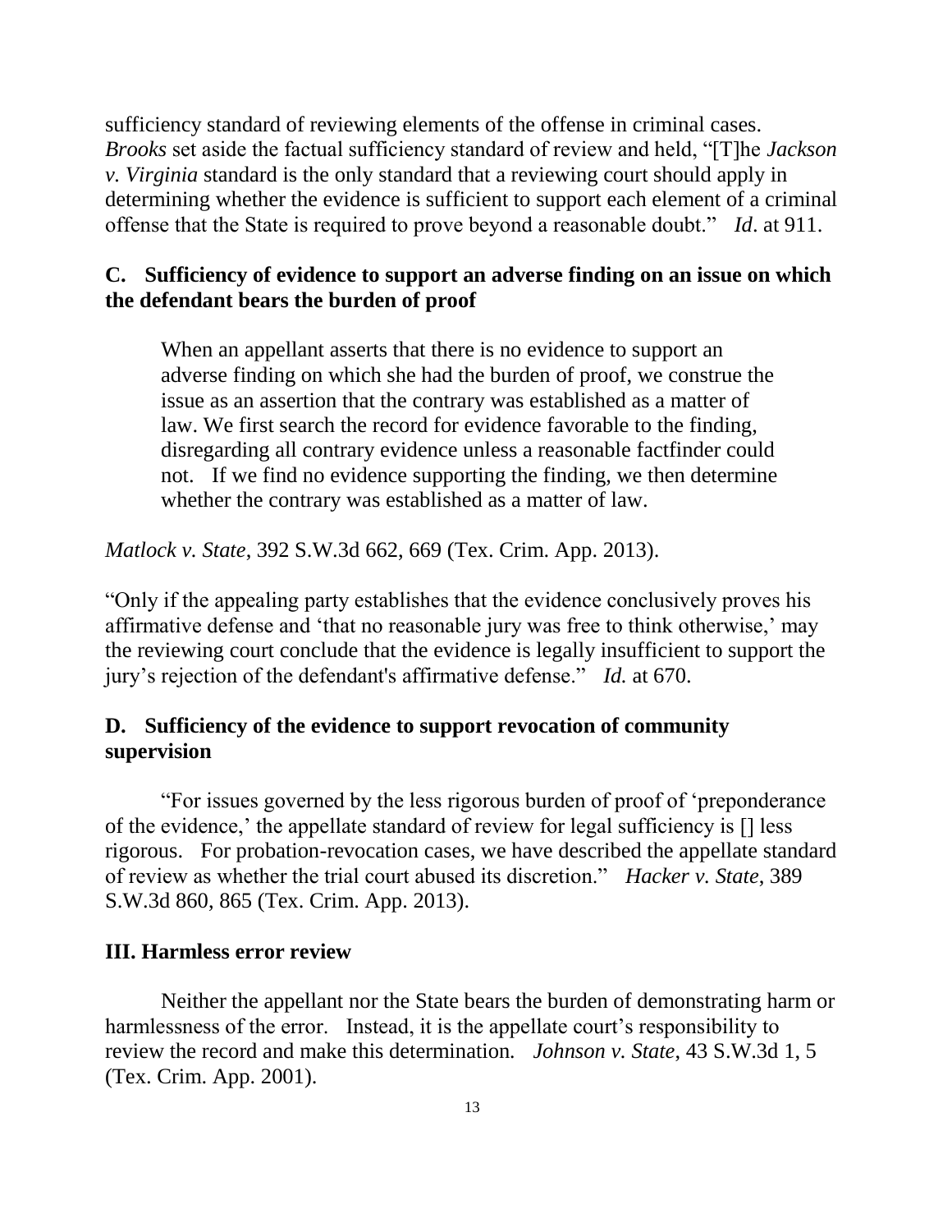sufficiency standard of reviewing elements of the offense in criminal cases. *Brooks* set aside the factual sufficiency standard of review and held, "[T]he *Jackson v. Virginia* standard is the only standard that a reviewing court should apply in determining whether the evidence is sufficient to support each element of a criminal offense that the State is required to prove beyond a reasonable doubt." *Id*. at 911.

### C. Sufficiency of evidence to support an adverse finding on an issue on which the defendant bears the burden of proof

> When an appellant asserts that there is no evidence to support an adverse finding on which she had the burden of proof, we construe the issue as an assertion that the contrary was established as a matter of law. We first search the record for evidence favorable to the finding, disregarding all contrary evidence unless a reasonable factfinder could not. If we find no evidence supporting the finding, we then determine whether the contrary was established as a matter of law.

*Matlock v. State*, 392 S.W.3d 662, 669 (Tex. Crim. App. 2013).

"Only if the appealing party establishes that the evidence conclusively proves his affirmative defense and 'that no reasonable jury was free to think otherwise,' may the reviewing court conclude that the evidence is legally insufficient to support the jury's rejection of the defendant's affirmative defense." *Id.* at 670.

### D. Sufficiency of the evidence to support revocation of community supervision

"For issues governed by the less rigorous burden of proof of 'preponderance of the evidence,' the appellate standard of review for legal sufficiency is [] less rigorous. For probation-revocation cases, we have described the appellate standard of review as whether the trial court abused its discretion." *Hacker v. State*, 389 S.W.3d 860, 865 (Tex. Crim. App. 2013).

## III. Harmless error review

Neither the appellant nor the State bears the burden of demonstrating harm or harmlessness of the error. Instead, it is the appellate court's responsibility to review the record and make this determination. *Johnson v. State*, 43 S.W.3d 1, 5 (Tex. Crim. App. 2001).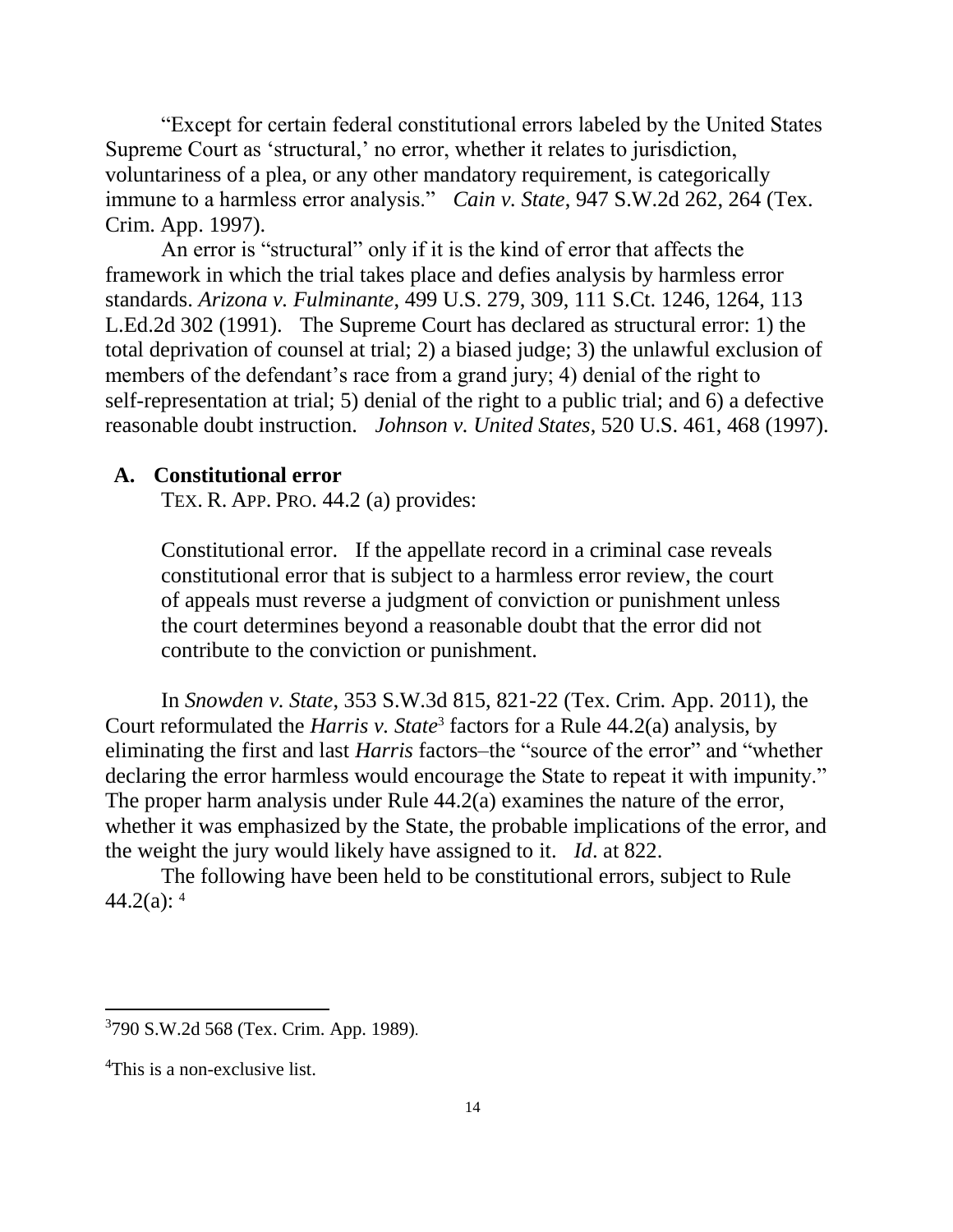"Except for certain federal constitutional errors labeled by the United States Supreme Court as 'structural,' no error, whether it relates to jurisdiction, voluntariness of a plea, or any other mandatory requirement, is categorically immune to a harmless error analysis." *Cain v. State*, 947 S.W.2d 262, 264 (Tex. Crim. App. 1997).

An error is "structural" only if it is the kind of error that affects the framework in which the trial takes place and defies analysis by harmless error standards. *Arizona v. Fulminante*, 499 U.S. 279, 309, 111 S.Ct. 1246, 1264, 113 L.Ed.2d 302 (1991). The Supreme Court has declared as structural error: 1) the total deprivation of counsel at trial; 2) a biased judge; 3) the unlawful exclusion of members of the defendant's race from a grand jury; 4) denial of the right to self-representation at trial; 5) denial of the right to a public trial; and 6) a defective reasonable doubt instruction. *Johnson v. United States*, 520 U.S. 461, 468 (1997).

### A. Constitutional error

TEX. R. APP. PRO. 44.2 (a) provides:

> Constitutional error. If the appellate record in a criminal case reveals constitutional error that is subject to a harmless error review, the court of appeals must reverse a judgment of conviction or punishment unless the court determines beyond a reasonable doubt that the error did not contribute to the conviction or punishment.

In *Snowden v. State*, 353 S.W.3d 815, 821-22 (Tex. Crim. App. 2011), the Court reformulated the *Harris v. State*[3] factors for a Rule 44.2(a) analysis, by eliminating the first and last *Harris* factors–the "source of the error" and "whether declaring the error harmless would encourage the State to repeat it with impunity." The proper harm analysis under Rule 44.2(a) examines the nature of the error, whether it was emphasized by the State, the probable implications of the error, and the weight the jury would likely have assigned to it. *Id*. at 822.

The following have been held to be constitutional errors, subject to Rule 44.2(a): [4]

---

[3] 790 S.W.2d 568 (Tex. Crim. App. 1989).

[4] This is a non-exclusive list.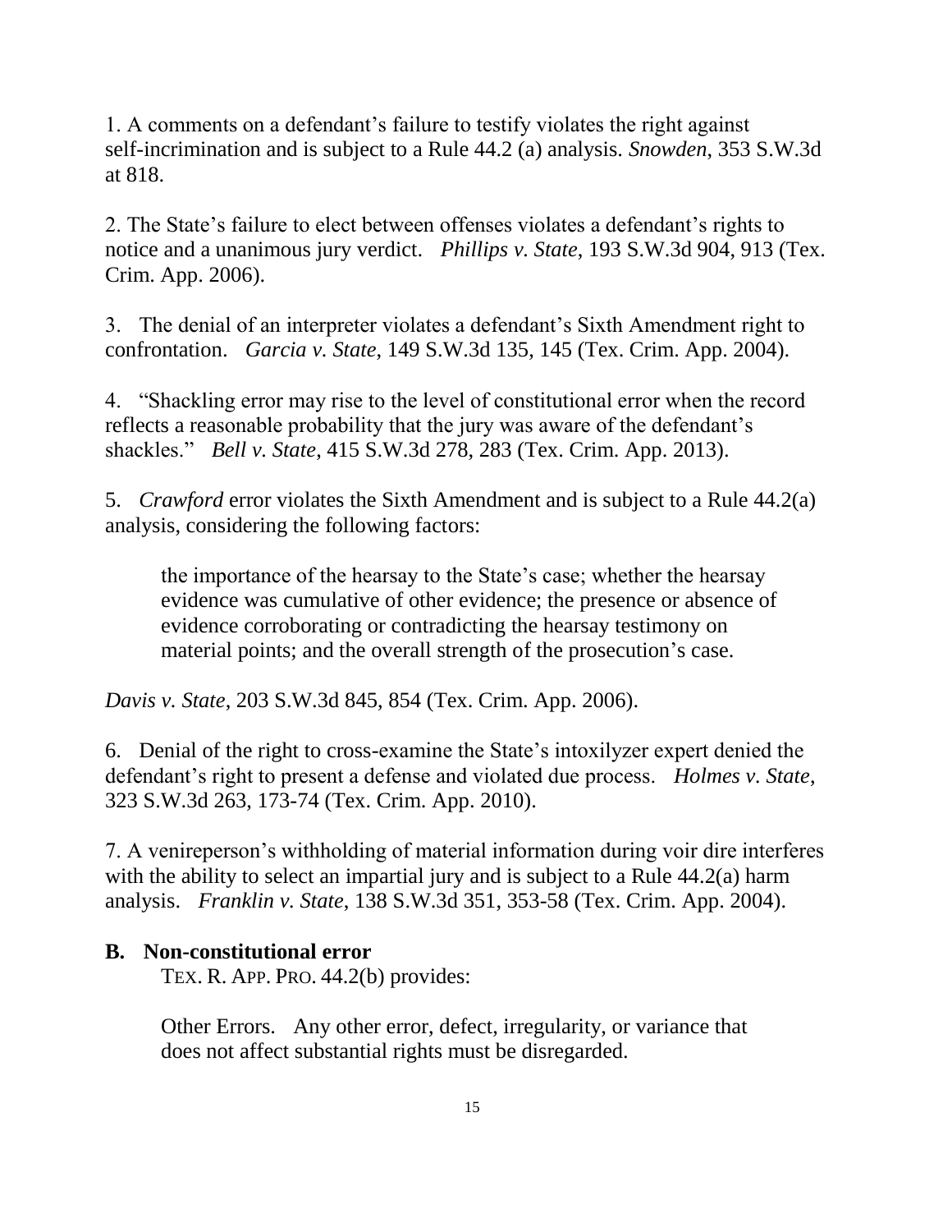1. A comments on a defendant's failure to testify violates the right against self-incrimination and is subject to a Rule 44.2 (a) analysis. *Snowden*, 353 S.W.3d at 818.

2. The State's failure to elect between offenses violates a defendant's rights to notice and a unanimous jury verdict. *Phillips v. State*, 193 S.W.3d 904, 913 (Tex. Crim. App. 2006).

3. The denial of an interpreter violates a defendant's Sixth Amendment right to confrontation. *Garcia v. State*, 149 S.W.3d 135, 145 (Tex. Crim. App. 2004).

4. "Shackling error may rise to the level of constitutional error when the record reflects a reasonable probability that the jury was aware of the defendant's shackles." *Bell v. State*, 415 S.W.3d 278, 283 (Tex. Crim. App. 2013).

5. *Crawford* error violates the Sixth Amendment and is subject to a Rule 44.2(a) analysis, considering the following factors:

> the importance of the hearsay to the State's case; whether the hearsay evidence was cumulative of other evidence; the presence or absence of evidence corroborating or contradicting the hearsay testimony on material points; and the overall strength of the prosecution's case.

*Davis v. State*, 203 S.W.3d 845, 854 (Tex. Crim. App. 2006).

6. Denial of the right to cross-examine the State's intoxilyzer expert denied the defendant's right to present a defense and violated due process. *Holmes v. State*, 323 S.W.3d 263, 173-74 (Tex. Crim. App. 2010).

7. A venireperson's withholding of material information during voir dire interferes with the ability to select an impartial jury and is subject to a Rule 44.2(a) harm analysis. *Franklin v. State*, 138 S.W.3d 351, 353-58 (Tex. Crim. App. 2004).

### B. Non-constitutional error

TEX. R. APP. PRO. 44.2(b) provides:

> Other Errors. Any other error, defect, irregularity, or variance that does not affect substantial rights must be disregarded.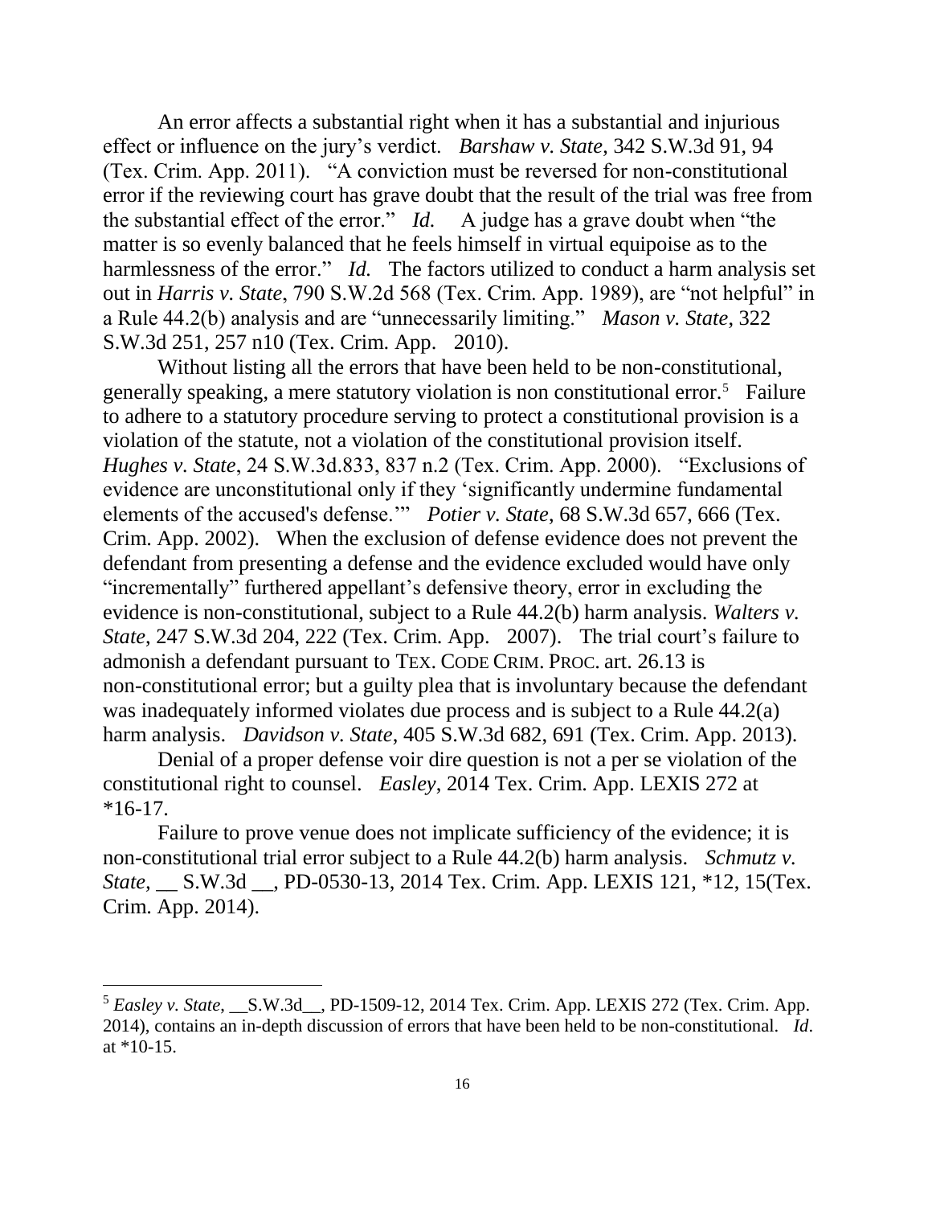An error affects a substantial right when it has a substantial and injurious effect or influence on the jury's verdict. *Barshaw v. State*, 342 S.W.3d 91, 94 (Tex. Crim. App. 2011). "A conviction must be reversed for non-constitutional error if the reviewing court has grave doubt that the result of the trial was free from the substantial effect of the error." *Id.* A judge has a grave doubt when "the matter is so evenly balanced that he feels himself in virtual equipoise as to the harmlessness of the error." *Id.* The factors utilized to conduct a harm analysis set out in *Harris v. State*, 790 S.W.2d 568 (Tex. Crim. App. 1989), are "not helpful" in a Rule 44.2(b) analysis and are "unnecessarily limiting." *Mason v. State*, 322 S.W.3d 251, 257 n10 (Tex. Crim. App. 2010).

Without listing all the errors that have been held to be non-constitutional, generally speaking, a mere statutory violation is non constitutional error.[5] Failure to adhere to a statutory procedure serving to protect a constitutional provision is a violation of the statute, not a violation of the constitutional provision itself. *Hughes v. State*, 24 S.W.3d.833, 837 n.2 (Tex. Crim. App. 2000). "Exclusions of evidence are unconstitutional only if they 'significantly undermine fundamental elements of the accused's defense.'" *Potier v. State*, 68 S.W.3d 657, 666 (Tex. Crim. App. 2002). When the exclusion of defense evidence does not prevent the defendant from presenting a defense and the evidence excluded would have only "incrementally" furthered appellant's defensive theory, error in excluding the evidence is non-constitutional, subject to a Rule 44.2(b) harm analysis. *Walters v. State*, 247 S.W.3d 204, 222 (Tex. Crim. App. 2007). The trial court's failure to admonish a defendant pursuant to TEX. CODE CRIM. PROC. art. 26.13 is non-constitutional error; but a guilty plea that is involuntary because the defendant was inadequately informed violates due process and is subject to a Rule 44.2(a) harm analysis. *Davidson v. State*, 405 S.W.3d 682, 691 (Tex. Crim. App. 2013).

Denial of a proper defense voir dire question is not a per se violation of the constitutional right to counsel. *Easley*, 2014 Tex. Crim. App. LEXIS 272 at *16-17.

Failure to prove venue does not implicate sufficiency of the evidence; it is non-constitutional trial error subject to a Rule 44.2(b) harm analysis. *Schmutz v. State*, __ S.W.3d __, PD-0530-13, 2014 Tex. Crim. App. LEXIS 121, *12, 15(Tex. Crim. App. 2014).

---

[5] *Easley v. State*, __S.W.3d__, PD-1509-12, 2014 Tex. Crim. App. LEXIS 272 (Tex. Crim. App. 2014), contains an in-depth discussion of errors that have been held to be non-constitutional. *Id*. at *10-15.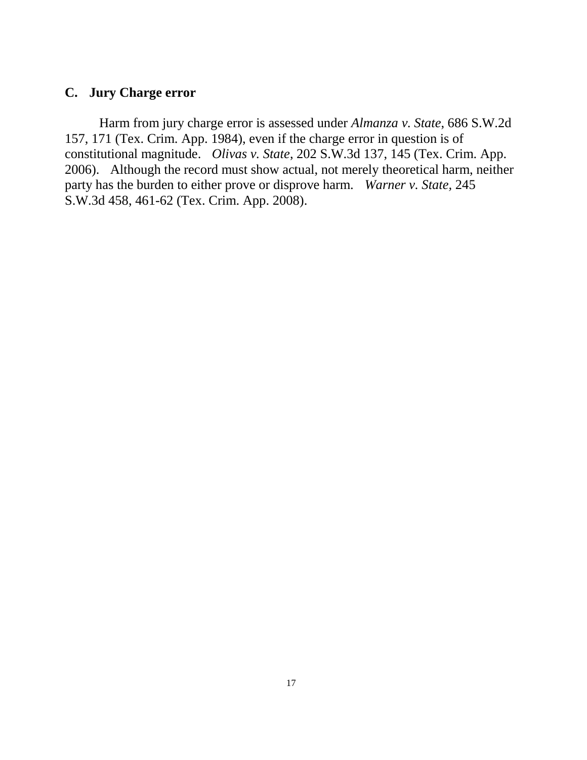### C. Jury Charge error

Harm from jury charge error is assessed under *Almanza v. State*, 686 S.W.2d 157, 171 (Tex. Crim. App. 1984), even if the charge error in question is of constitutional magnitude. *Olivas v. State*, 202 S.W.3d 137, 145 (Tex. Crim. App. 2006). Although the record must show actual, not merely theoretical harm, neither party has the burden to either prove or disprove harm. *Warner v. State*, 245 S.W.3d 458, 461-62 (Tex. Crim. App. 2008).